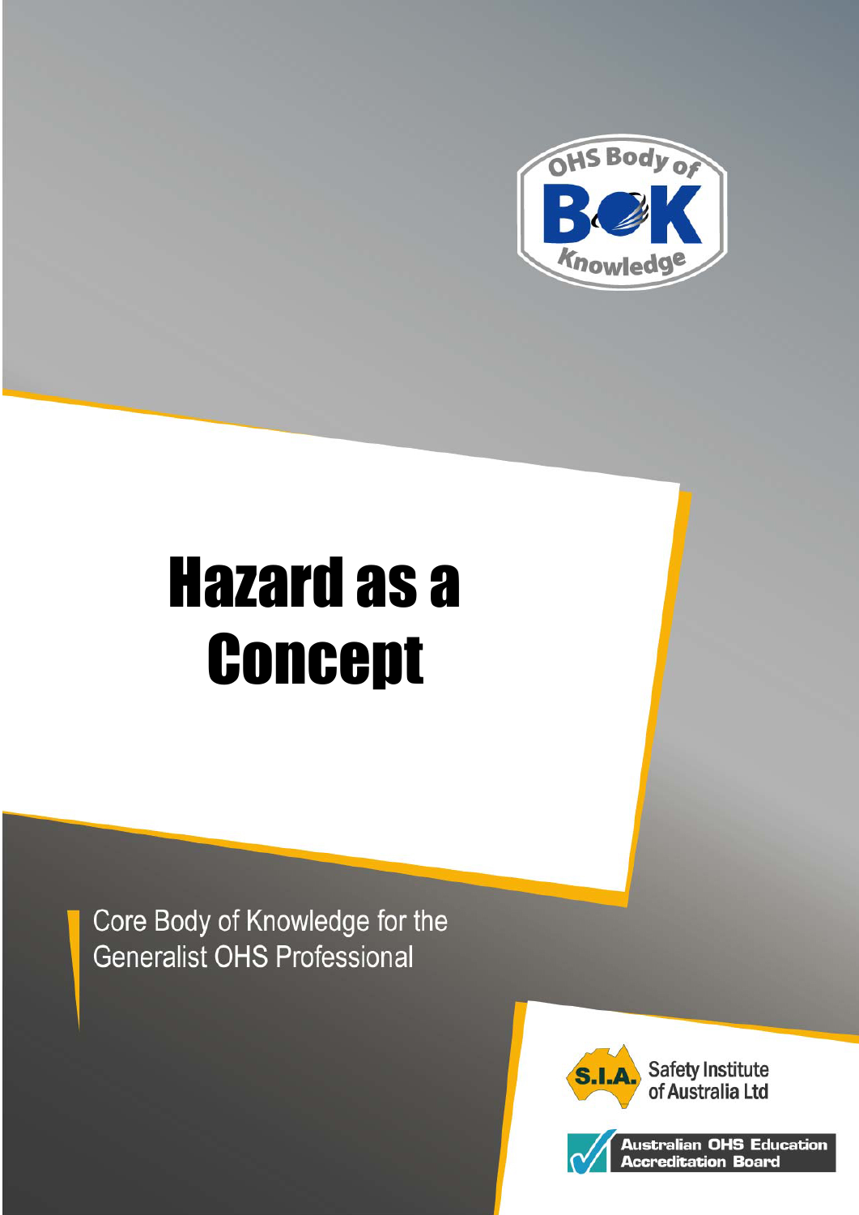OHS Body of Knowledge

# Hazard as a Concept

Core Body of Knowledge for the Generalist OHS Professional

Safety Institute of Australia Ltd

Australian OHS Education Accreditation Board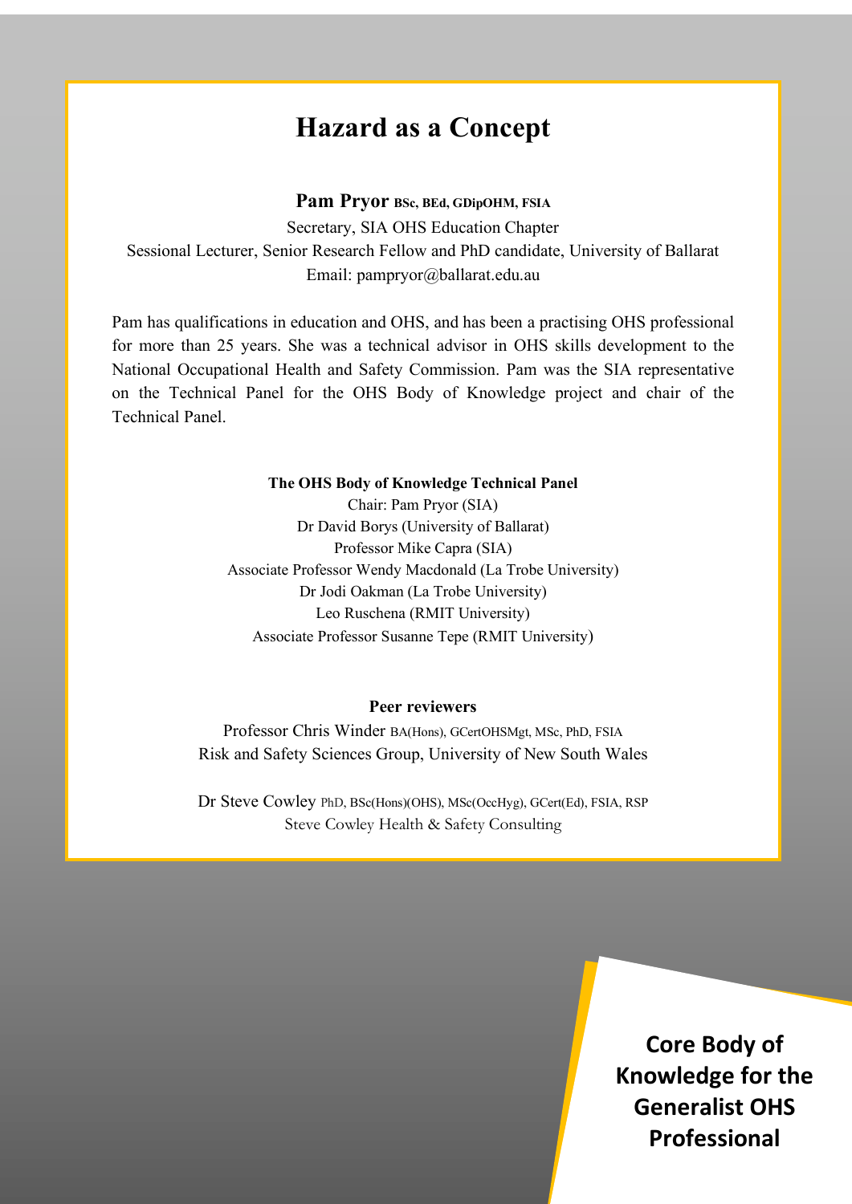# Hazard as a Concept

**Pam Pryor** BSc, BEd, GDipOHM, FSIA

Secretary, SIA OHS Education Chapter

Sessional Lecturer, Senior Research Fellow and PhD candidate, University of Ballarat

Email: pampryor@ballarat.edu.au

Pam has qualifications in education and OHS, and has been a practising OHS professional for more than 25 years. She was a technical advisor in OHS skills development to the National Occupational Health and Safety Commission. Pam was the SIA representative on the Technical Panel for the OHS Body of Knowledge project and chair of the Technical Panel.

**The OHS Body of Knowledge Technical Panel**

Chair: Pam Pryor (SIA)

Dr David Borys (University of Ballarat)

Professor Mike Capra (SIA)

Associate Professor Wendy Macdonald (La Trobe University)

Dr Jodi Oakman (La Trobe University)

Leo Ruschena (RMIT University)

Associate Professor Susanne Tepe (RMIT University)

**Peer reviewers**

Professor Chris Winder BA(Hons), GCertOHSMgt, MSc, PhD, FSIA

Risk and Safety Sciences Group, University of New South Wales

Dr Steve Cowley PhD, BSc(Hons)(OHS), MSc(OccHyg), GCert(Ed), FSIA, RSP

Steve Cowley Health & Safety Consulting

**Core Body of Knowledge for the Generalist OHS Professional**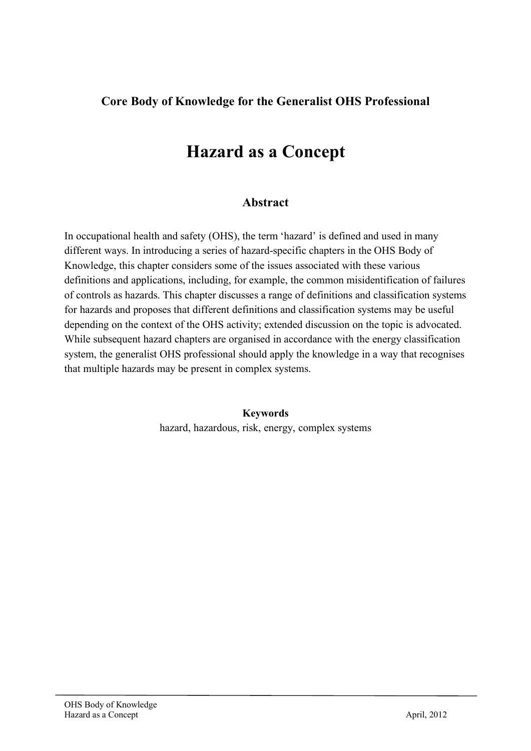**Core Body of Knowledge for the Generalist OHS Professional**

# Hazard as a Concept

## Abstract

In occupational health and safety (OHS), the term 'hazard' is defined and used in many different ways. In introducing a series of hazard-specific chapters in the OHS Body of Knowledge, this chapter considers some of the issues associated with these various definitions and applications, including, for example, the common misidentification of failures of controls as hazards. This chapter discusses a range of definitions and classification systems for hazards and proposes that different definitions and classification systems may be useful depending on the context of the OHS activity; extended discussion on the topic is advocated. While subsequent hazard chapters are organised in accordance with the energy classification system, the generalist OHS professional should apply the knowledge in a way that recognises that multiple hazards may be present in complex systems.

**Keywords**

hazard, hazardous, risk, energy, complex systems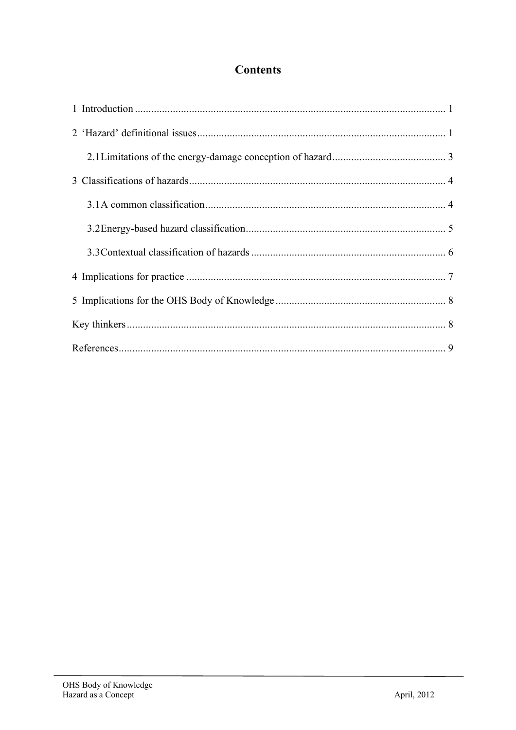# Contents

1 Introduction .................................................................................................................. 1

2 'Hazard' definitional issues........................................................................................... 1

2.1 Limitations of the energy-damage conception of hazard.......................................... 3

3 Classifications of hazards.............................................................................................. 4

3.1 A common classification......................................................................................... 4

3.2 Energy-based hazard classification......................................................................... 5

3.3 Contextual classification of hazards ........................................................................ 6

4 Implications for practice ................................................................................................ 7

5 Implications for the OHS Body of Knowledge ............................................................... 8

Key thinkers...................................................................................................................... 8

References........................................................................................................................ 9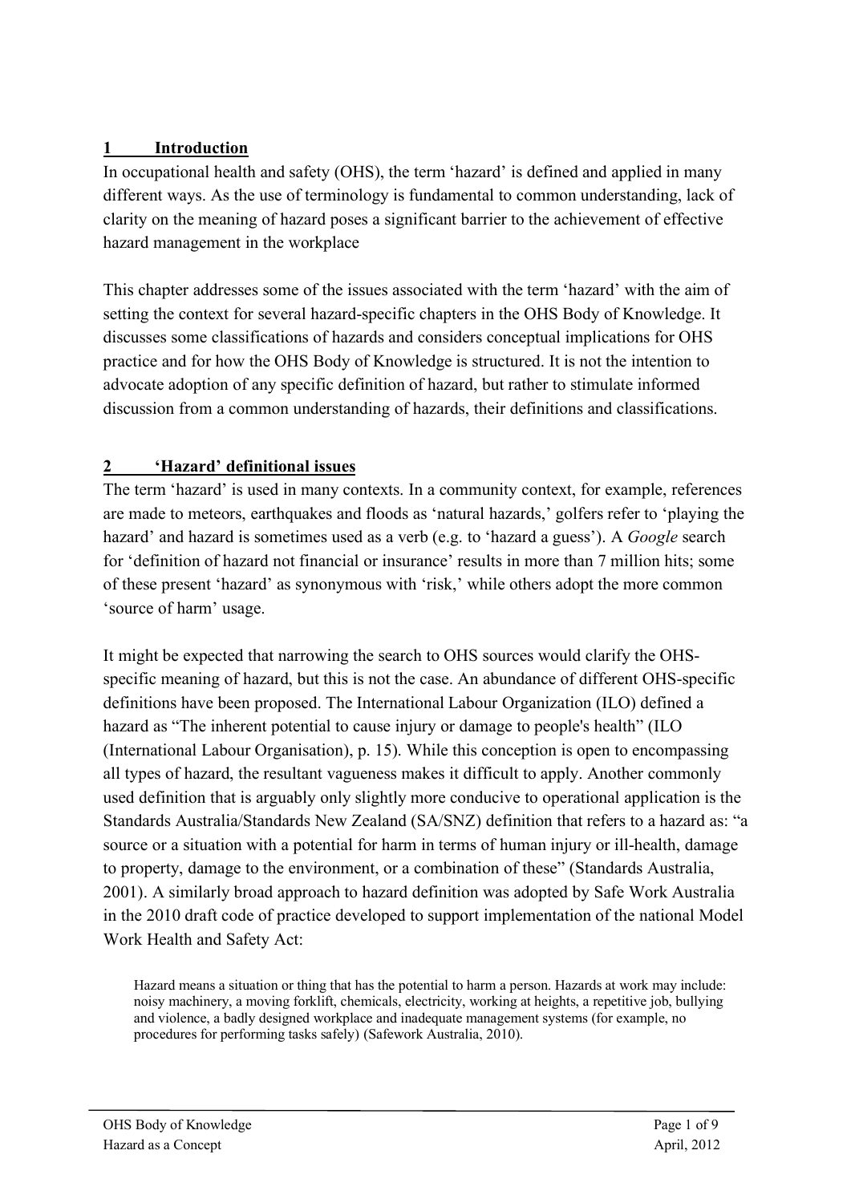## 1 Introduction

In occupational health and safety (OHS), the term 'hazard' is defined and applied in many different ways. As the use of terminology is fundamental to common understanding, lack of clarity on the meaning of hazard poses a significant barrier to the achievement of effective hazard management in the workplace

This chapter addresses some of the issues associated with the term 'hazard' with the aim of setting the context for several hazard-specific chapters in the OHS Body of Knowledge. It discusses some classifications of hazards and considers conceptual implications for OHS practice and for how the OHS Body of Knowledge is structured. It is not the intention to advocate adoption of any specific definition of hazard, but rather to stimulate informed discussion from a common understanding of hazards, their definitions and classifications.

## 2 'Hazard' definitional issues

The term 'hazard' is used in many contexts. In a community context, for example, references are made to meteors, earthquakes and floods as 'natural hazards,' golfers refer to 'playing the hazard' and hazard is sometimes used as a verb (e.g. to 'hazard a guess'). A *Google* search for 'definition of hazard not financial or insurance' results in more than 7 million hits; some of these present 'hazard' as synonymous with 'risk,' while others adopt the more common 'source of harm' usage.

It might be expected that narrowing the search to OHS sources would clarify the OHS-specific meaning of hazard, but this is not the case. An abundance of different OHS-specific definitions have been proposed. The International Labour Organization (ILO) defined a hazard as "The inherent potential to cause injury or damage to people's health" (ILO (International Labour Organisation), p. 15). While this conception is open to encompassing all types of hazard, the resultant vagueness makes it difficult to apply. Another commonly used definition that is arguably only slightly more conducive to operational application is the Standards Australia/Standards New Zealand (SA/SNZ) definition that refers to a hazard as: "a source or a situation with a potential for harm in terms of human injury or ill-health, damage to property, damage to the environment, or a combination of these" (Standards Australia, 2001). A similarly broad approach to hazard definition was adopted by Safe Work Australia in the 2010 draft code of practice developed to support implementation of the national Model Work Health and Safety Act:

> Hazard means a situation or thing that has the potential to harm a person. Hazards at work may include: noisy machinery, a moving forklift, chemicals, electricity, working at heights, a repetitive job, bullying and violence, a badly designed workplace and inadequate management systems (for example, no procedures for performing tasks safely) (Safework Australia, 2010).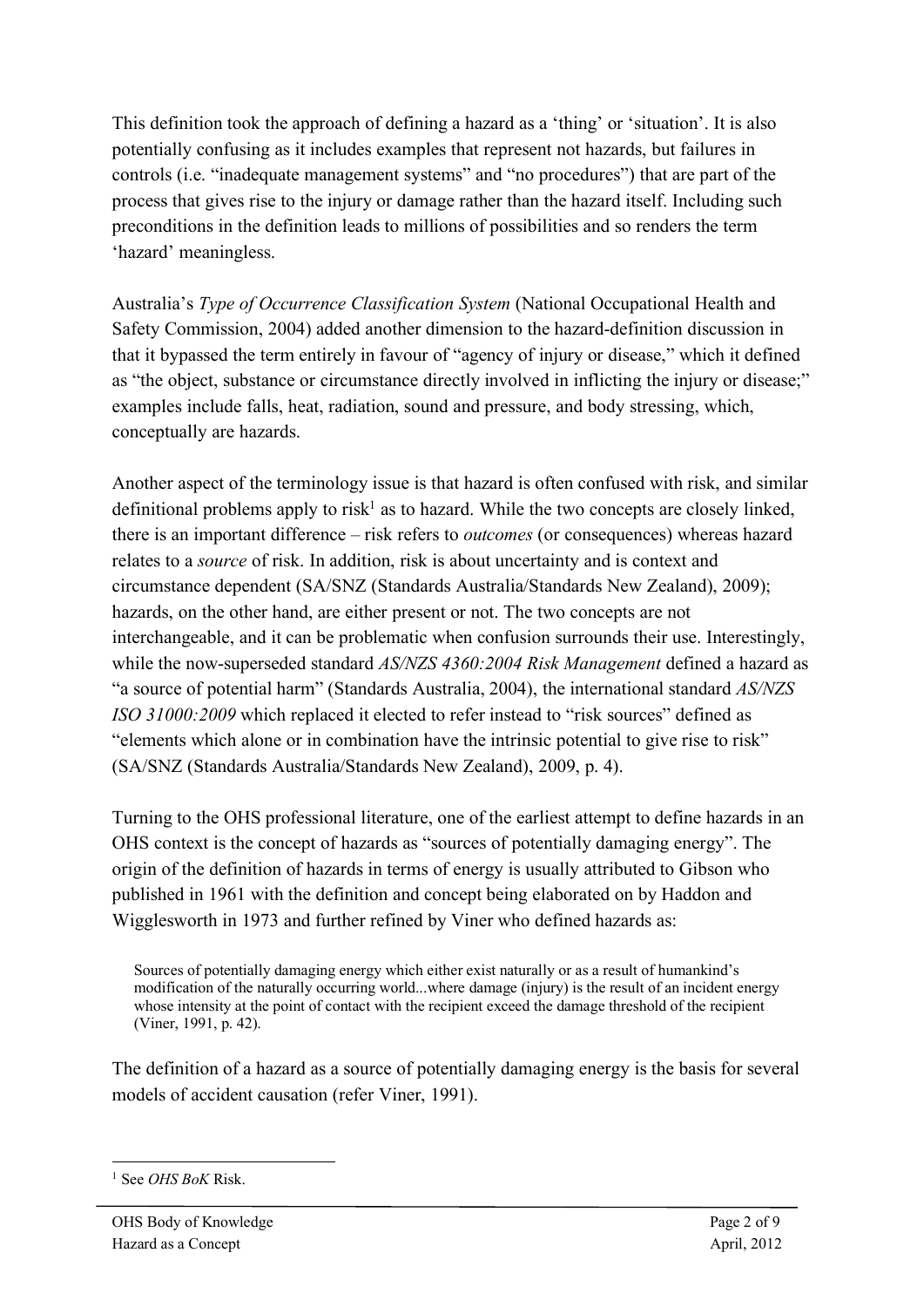This definition took the approach of defining a hazard as a 'thing' or 'situation'. It is also potentially confusing as it includes examples that represent not hazards, but failures in controls (i.e. "inadequate management systems" and "no procedures") that are part of the process that gives rise to the injury or damage rather than the hazard itself. Including such preconditions in the definition leads to millions of possibilities and so renders the term 'hazard' meaningless.

Australia's *Type of Occurrence Classification System* (National Occupational Health and Safety Commission, 2004) added another dimension to the hazard-definition discussion in that it bypassed the term entirely in favour of "agency of injury or disease," which it defined as "the object, substance or circumstance directly involved in inflicting the injury or disease;" examples include falls, heat, radiation, sound and pressure, and body stressing, which, conceptually are hazards.

Another aspect of the terminology issue is that hazard is often confused with risk, and similar definitional problems apply to risk[1] as to hazard. While the two concepts are closely linked, there is an important difference – risk refers to *outcomes* (or consequences) whereas hazard relates to a *source* of risk. In addition, risk is about uncertainty and is context and circumstance dependent (SA/SNZ (Standards Australia/Standards New Zealand), 2009); hazards, on the other hand, are either present or not. The two concepts are not interchangeable, and it can be problematic when confusion surrounds their use. Interestingly, while the now-superseded standard *AS/NZS 4360:2004 Risk Management* defined a hazard as "a source of potential harm" (Standards Australia, 2004), the international standard *AS/NZS ISO 31000:2009* which replaced it elected to refer instead to "risk sources" defined as "elements which alone or in combination have the intrinsic potential to give rise to risk" (SA/SNZ (Standards Australia/Standards New Zealand), 2009, p. 4).

Turning to the OHS professional literature, one of the earliest attempt to define hazards in an OHS context is the concept of hazards as "sources of potentially damaging energy". The origin of the definition of hazards in terms of energy is usually attributed to Gibson who published in 1961 with the definition and concept being elaborated on by Haddon and Wigglesworth in 1973 and further refined by Viner who defined hazards as:

> Sources of potentially damaging energy which either exist naturally or as a result of humankind's modification of the naturally occurring world...where damage (injury) is the result of an incident energy whose intensity at the point of contact with the recipient exceed the damage threshold of the recipient (Viner, 1991, p. 42).

The definition of a hazard as a source of potentially damaging energy is the basis for several models of accident causation (refer Viner, 1991).

---

[1] See *OHS BoK* Risk.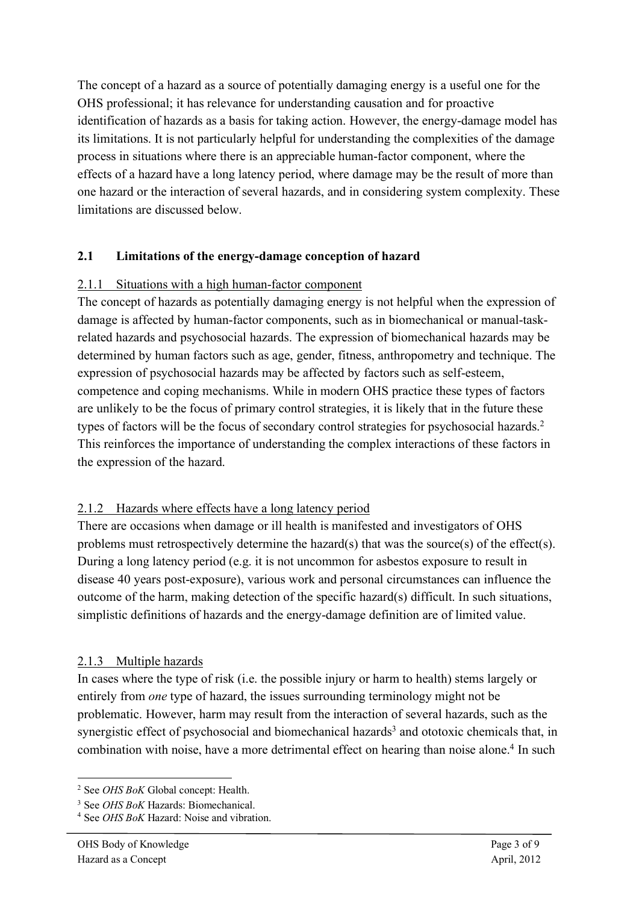The concept of a hazard as a source of potentially damaging energy is a useful one for the OHS professional; it has relevance for understanding causation and for proactive identification of hazards as a basis for taking action. However, the energy-damage model has its limitations. It is not particularly helpful for understanding the complexities of the damage process in situations where there is an appreciable human-factor component, where the effects of a hazard have a long latency period, where damage may be the result of more than one hazard or the interaction of several hazards, and in considering system complexity. These limitations are discussed below.

## 2.1 Limitations of the energy-damage conception of hazard

### 2.1.1 Situations with a high human-factor component

The concept of hazards as potentially damaging energy is not helpful when the expression of damage is affected by human-factor components, such as in biomechanical or manual-task-related hazards and psychosocial hazards. The expression of biomechanical hazards may be determined by human factors such as age, gender, fitness, anthropometry and technique. The expression of psychosocial hazards may be affected by factors such as self-esteem, competence and coping mechanisms. While in modern OHS practice these types of factors are unlikely to be the focus of primary control strategies, it is likely that in the future these types of factors will be the focus of secondary control strategies for psychosocial hazards.[2] This reinforces the importance of understanding the complex interactions of these factors in the expression of the hazard.

### 2.1.2 Hazards where effects have a long latency period

There are occasions when damage or ill health is manifested and investigators of OHS problems must retrospectively determine the hazard(s) that was the source(s) of the effect(s). During a long latency period (e.g. it is not uncommon for asbestos exposure to result in disease 40 years post-exposure), various work and personal circumstances can influence the outcome of the harm, making detection of the specific hazard(s) difficult. In such situations, simplistic definitions of hazards and the energy-damage definition are of limited value.

### 2.1.3 Multiple hazards

In cases where the type of risk (i.e. the possible injury or harm to health) stems largely or entirely from *one* type of hazard, the issues surrounding terminology might not be problematic. However, harm may result from the interaction of several hazards, such as the synergistic effect of psychosocial and biomechanical hazards[3] and ototoxic chemicals that, in combination with noise, have a more detrimental effect on hearing than noise alone.[4] In such

[2] See *OHS BoK* Global concept: Health.

[3] See *OHS BoK* Hazards: Biomechanical.

[4] See *OHS BoK* Hazard: Noise and vibration.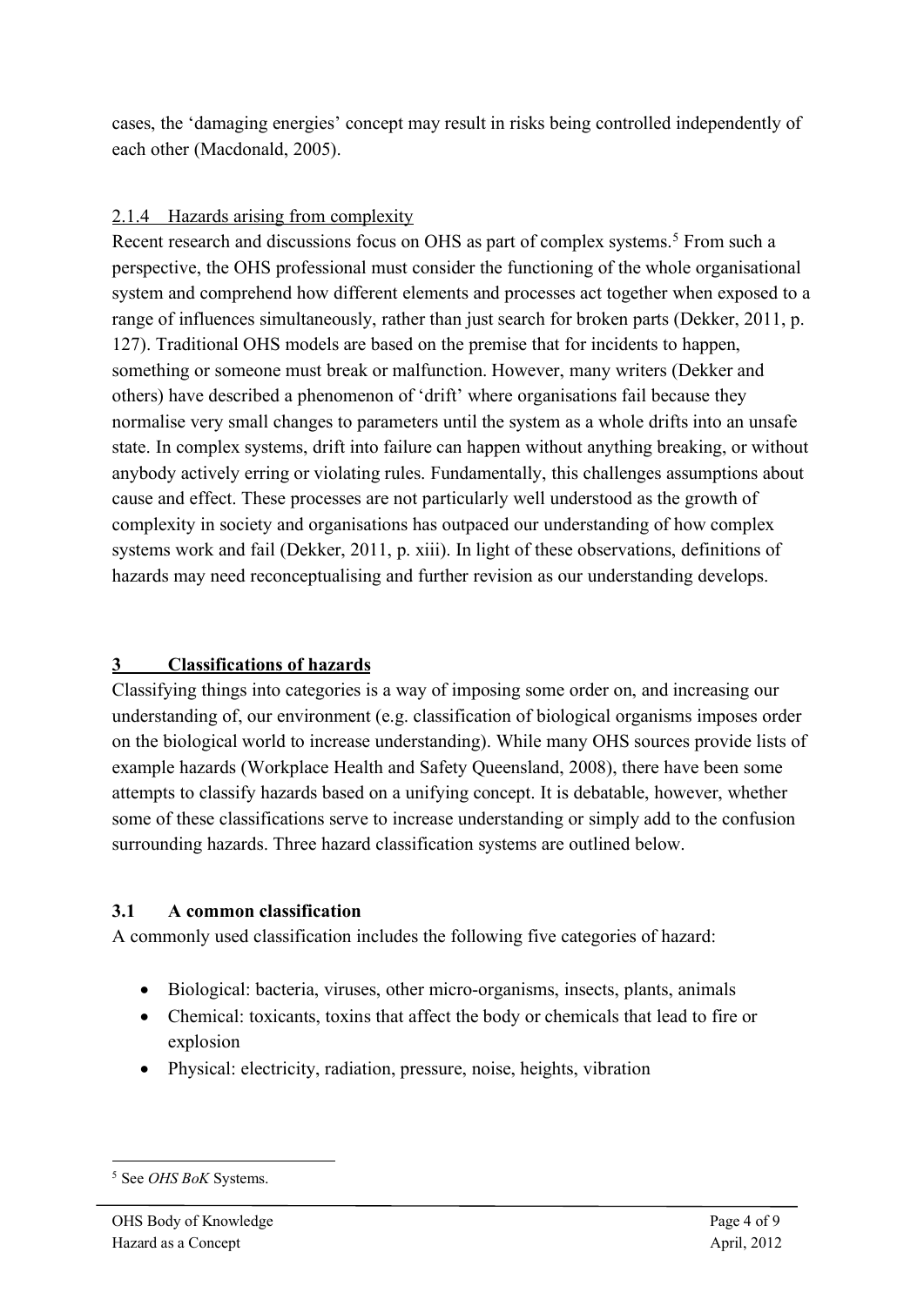cases, the 'damaging energies' concept may result in risks being controlled independently of each other (Macdonald, 2005).

### 2.1.4 Hazards arising from complexity

Recent research and discussions focus on OHS as part of complex systems.[5] From such a perspective, the OHS professional must consider the functioning of the whole organisational system and comprehend how different elements and processes act together when exposed to a range of influences simultaneously, rather than just search for broken parts (Dekker, 2011, p. 127). Traditional OHS models are based on the premise that for incidents to happen, something or someone must break or malfunction. However, many writers (Dekker and others) have described a phenomenon of 'drift' where organisations fail because they normalise very small changes to parameters until the system as a whole drifts into an unsafe state. In complex systems, drift into failure can happen without anything breaking, or without anybody actively erring or violating rules. Fundamentally, this challenges assumptions about cause and effect. These processes are not particularly well understood as the growth of complexity in society and organisations has outpaced our understanding of how complex systems work and fail (Dekker, 2011, p. xiii). In light of these observations, definitions of hazards may need reconceptualising and further revision as our understanding develops.

## 3 Classifications of hazards

Classifying things into categories is a way of imposing some order on, and increasing our understanding of, our environment (e.g. classification of biological organisms imposes order on the biological world to increase understanding). While many OHS sources provide lists of example hazards (Workplace Health and Safety Queensland, 2008), there have been some attempts to classify hazards based on a unifying concept. It is debatable, however, whether some of these classifications serve to increase understanding or simply add to the confusion surrounding hazards. Three hazard classification systems are outlined below.

### 3.1 A common classification

A commonly used classification includes the following five categories of hazard:

- Biological: bacteria, viruses, other micro-organisms, insects, plants, animals
- Chemical: toxicants, toxins that affect the body or chemicals that lead to fire or explosion
- Physical: electricity, radiation, pressure, noise, heights, vibration

---

[5] See *OHS BoK* Systems.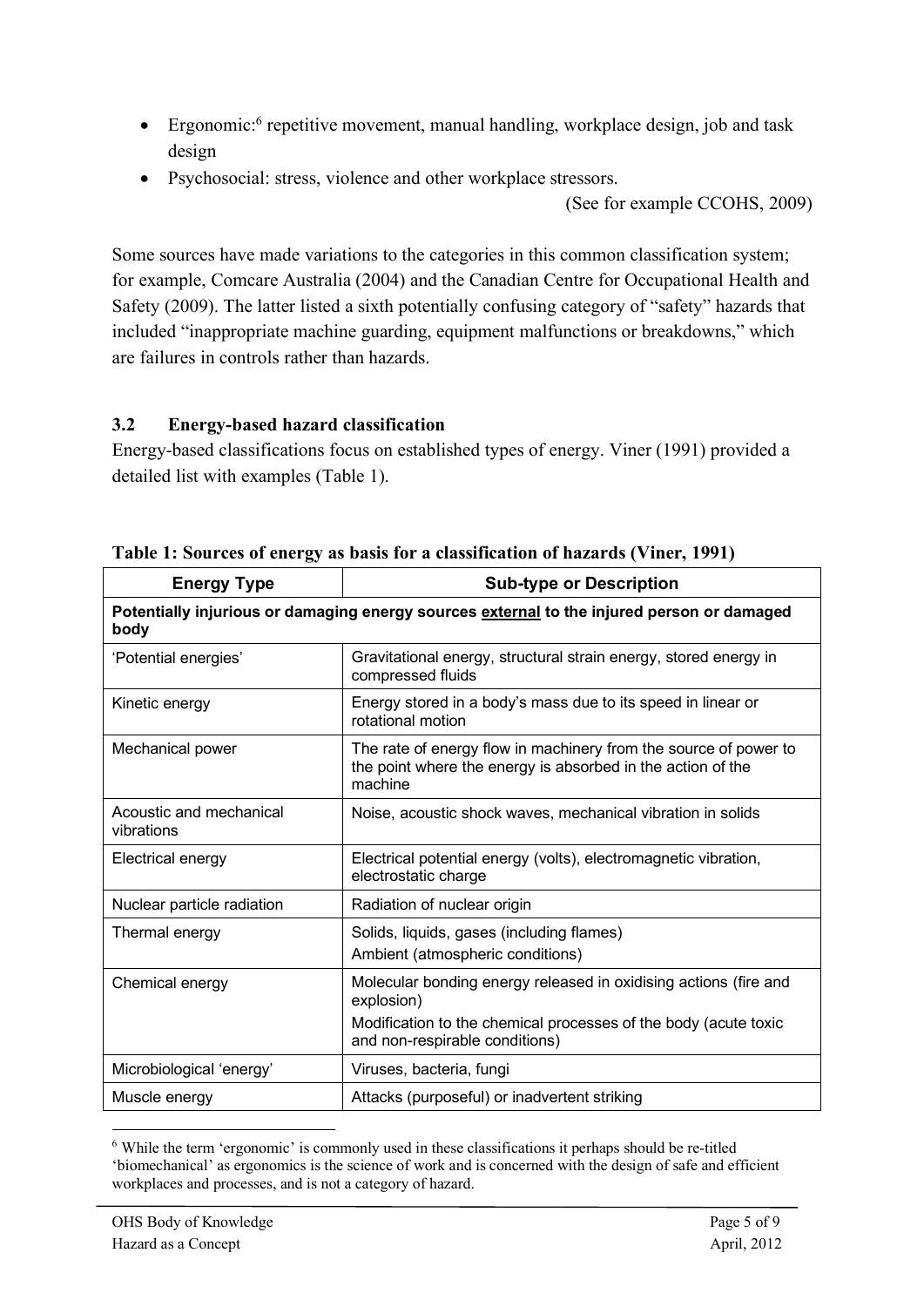- Ergonomic:[6] repetitive movement, manual handling, workplace design, job and task design
- Psychosocial: stress, violence and other workplace stressors.

(See for example CCOHS, 2009)

Some sources have made variations to the categories in this common classification system; for example, Comcare Australia (2004) and the Canadian Centre for Occupational Health and Safety (2009). The latter listed a sixth potentially confusing category of "safety" hazards that included "inappropriate machine guarding, equipment malfunctions or breakdowns," which are failures in controls rather than hazards.

### 3.2 Energy-based hazard classification

Energy-based classifications focus on established types of energy. Viner (1991) provided a detailed list with examples (Table 1).

**Table 1: Sources of energy as basis for a classification of hazards (Viner, 1991)**

| Energy Type | Sub-type or Description |
|---|---|
| **Potentially injurious or damaging energy sources <u>external</u> to the injured person or damaged body** | |
| 'Potential energies' | Gravitational energy, structural strain energy, stored energy in compressed fluids |
| Kinetic energy | Energy stored in a body's mass due to its speed in linear or rotational motion |
| Mechanical power | The rate of energy flow in machinery from the source of power to the point where the energy is absorbed in the action of the machine |
| Acoustic and mechanical vibrations | Noise, acoustic shock waves, mechanical vibration in solids |
| Electrical energy | Electrical potential energy (volts), electromagnetic vibration, electrostatic charge |
| Nuclear particle radiation | Radiation of nuclear origin |
| Thermal energy | Solids, liquids, gases (including flames)<br>Ambient (atmospheric conditions) |
| Chemical energy | Molecular bonding energy released in oxidising actions (fire and explosion)<br>Modification to the chemical processes of the body (acute toxic and non-respirable conditions) |
| Microbiological 'energy' | Viruses, bacteria, fungi |
| Muscle energy | Attacks (purposeful) or inadvertent striking |

[6] While the term 'ergonomic' is commonly used in these classifications it perhaps should be re-titled 'biomechanical' as ergonomics is the science of work and is concerned with the design of safe and efficient workplaces and processes, and is not a category of hazard.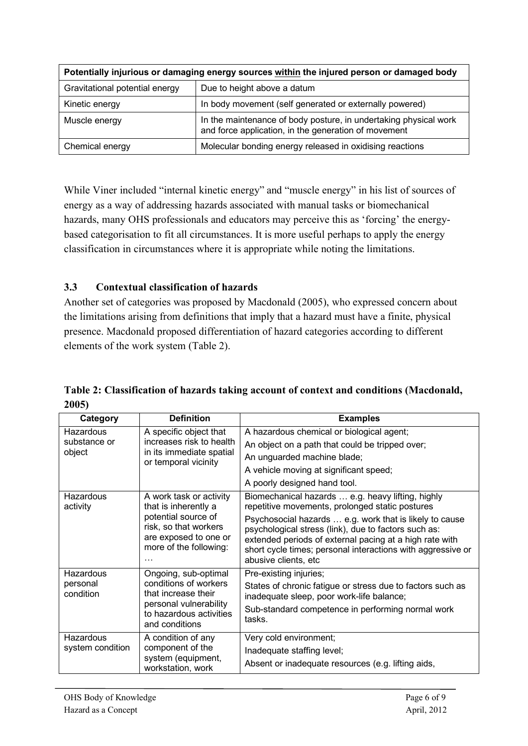| Potentially injurious or damaging energy sources within the injured person or damaged body | |
|---|---|
| Gravitational potential energy | Due to height above a datum |
| Kinetic energy | In body movement (self generated or externally powered) |
| Muscle energy | In the maintenance of body posture, in undertaking physical work and force application, in the generation of movement |
| Chemical energy | Molecular bonding energy released in oxidising reactions |

While Viner included "internal kinetic energy" and "muscle energy" in his list of sources of energy as a way of addressing hazards associated with manual tasks or biomechanical hazards, many OHS professionals and educators may perceive this as 'forcing' the energy-based categorisation to fit all circumstances. It is more useful perhaps to apply the energy classification in circumstances where it is appropriate while noting the limitations.

### 3.3 Contextual classification of hazards

Another set of categories was proposed by Macdonald (2005), who expressed concern about the limitations arising from definitions that imply that a hazard must have a finite, physical presence. Macdonald proposed differentiation of hazard categories according to different elements of the work system (Table 2).

**Table 2: Classification of hazards taking account of context and conditions (Macdonald, 2005)**

| Category | Definition | Examples |
|---|---|---|
| Hazardous substance or object | A specific object that increases risk to health in its immediate spatial or temporal vicinity | A hazardous chemical or biological agent;<br>An object on a path that could be tripped over;<br>An unguarded machine blade;<br>A vehicle moving at significant speed;<br>A poorly designed hand tool. |
| Hazardous activity | A work task or activity that is inherently a potential source of risk, so that workers are exposed to one or more of the following: … | Biomechanical hazards … e.g. heavy lifting, highly repetitive movements, prolonged static postures<br>Psychosocial hazards … e.g. work that is likely to cause psychological stress (link), due to factors such as: extended periods of external pacing at a high rate with short cycle times; personal interactions with aggressive or abusive clients, etc |
| Hazardous personal condition | Ongoing, sub-optimal conditions of workers that increase their personal vulnerability to hazardous activities and conditions | Pre-existing injuries;<br>States of chronic fatigue or stress due to factors such as inadequate sleep, poor work-life balance;<br>Sub-standard competence in performing normal work tasks. |
| Hazardous system condition | A condition of any component of the system (equipment, workstation, work | Very cold environment;<br>Inadequate staffing level;<br>Absent or inadequate resources (e.g. lifting aids, |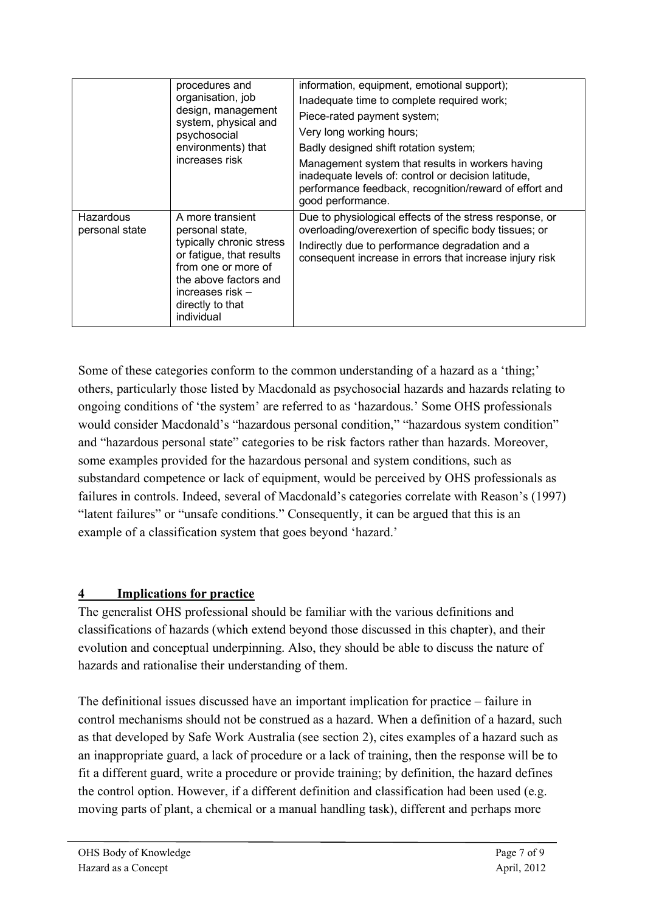| | | |
|---|---|---|
| | procedures and organisation, job design, management system, physical and psychosocial environments) that increases risk | information, equipment, emotional support);<br>Inadequate time to complete required work;<br>Piece-rated payment system;<br>Very long working hours;<br>Badly designed shift rotation system;<br>Management system that results in workers having inadequate levels of: control or decision latitude, performance feedback, recognition/reward of effort and good performance. |
| Hazardous personal state | A more transient personal state, typically chronic stress or fatigue, that results from one or more of the above factors and increases risk – directly to that individual | Due to physiological effects of the stress response, or overloading/overexertion of specific body tissues; or<br>Indirectly due to performance degradation and a consequent increase in errors that increase injury risk |

Some of these categories conform to the common understanding of a hazard as a 'thing;' others, particularly those listed by Macdonald as psychosocial hazards and hazards relating to ongoing conditions of 'the system' are referred to as 'hazardous.' Some OHS professionals would consider Macdonald's "hazardous personal condition," "hazardous system condition" and "hazardous personal state" categories to be risk factors rather than hazards. Moreover, some examples provided for the hazardous personal and system conditions, such as substandard competence or lack of equipment, would be perceived by OHS professionals as failures in controls. Indeed, several of Macdonald's categories correlate with Reason's (1997) "latent failures" or "unsafe conditions." Consequently, it can be argued that this is an example of a classification system that goes beyond 'hazard.'

## 4 Implications for practice

The generalist OHS professional should be familiar with the various definitions and classifications of hazards (which extend beyond those discussed in this chapter), and their evolution and conceptual underpinning. Also, they should be able to discuss the nature of hazards and rationalise their understanding of them.

The definitional issues discussed have an important implication for practice – failure in control mechanisms should not be construed as a hazard. When a definition of a hazard, such as that developed by Safe Work Australia (see section 2), cites examples of a hazard such as an inappropriate guard, a lack of procedure or a lack of training, then the response will be to fit a different guard, write a procedure or provide training; by definition, the hazard defines the control option. However, if a different definition and classification had been used (e.g. moving parts of plant, a chemical or a manual handling task), different and perhaps more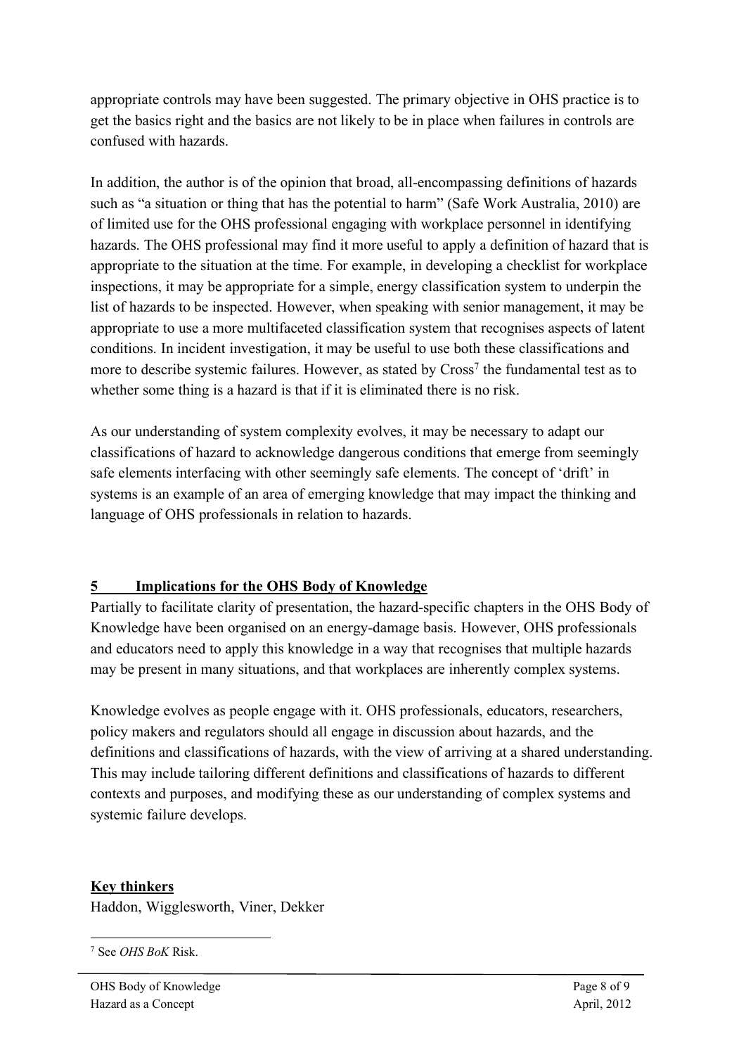appropriate controls may have been suggested. The primary objective in OHS practice is to get the basics right and the basics are not likely to be in place when failures in controls are confused with hazards.

In addition, the author is of the opinion that broad, all-encompassing definitions of hazards such as "a situation or thing that has the potential to harm" (Safe Work Australia, 2010) are of limited use for the OHS professional engaging with workplace personnel in identifying hazards. The OHS professional may find it more useful to apply a definition of hazard that is appropriate to the situation at the time. For example, in developing a checklist for workplace inspections, it may be appropriate for a simple, energy classification system to underpin the list of hazards to be inspected. However, when speaking with senior management, it may be appropriate to use a more multifaceted classification system that recognises aspects of latent conditions. In incident investigation, it may be useful to use both these classifications and more to describe systemic failures. However, as stated by Cross[7] the fundamental test as to whether some thing is a hazard is that if it is eliminated there is no risk.

As our understanding of system complexity evolves, it may be necessary to adapt our classifications of hazard to acknowledge dangerous conditions that emerge from seemingly safe elements interfacing with other seemingly safe elements. The concept of 'drift' in systems is an example of an area of emerging knowledge that may impact the thinking and language of OHS professionals in relation to hazards.

## 5 Implications for the OHS Body of Knowledge

Partially to facilitate clarity of presentation, the hazard-specific chapters in the OHS Body of Knowledge have been organised on an energy-damage basis. However, OHS professionals and educators need to apply this knowledge in a way that recognises that multiple hazards may be present in many situations, and that workplaces are inherently complex systems.

Knowledge evolves as people engage with it. OHS professionals, educators, researchers, policy makers and regulators should all engage in discussion about hazards, and the definitions and classifications of hazards, with the view of arriving at a shared understanding. This may include tailoring different definitions and classifications of hazards to different contexts and purposes, and modifying these as our understanding of complex systems and systemic failure develops.

## Key thinkers

Haddon, Wigglesworth, Viner, Dekker

---

[7] See *OHS BoK* Risk.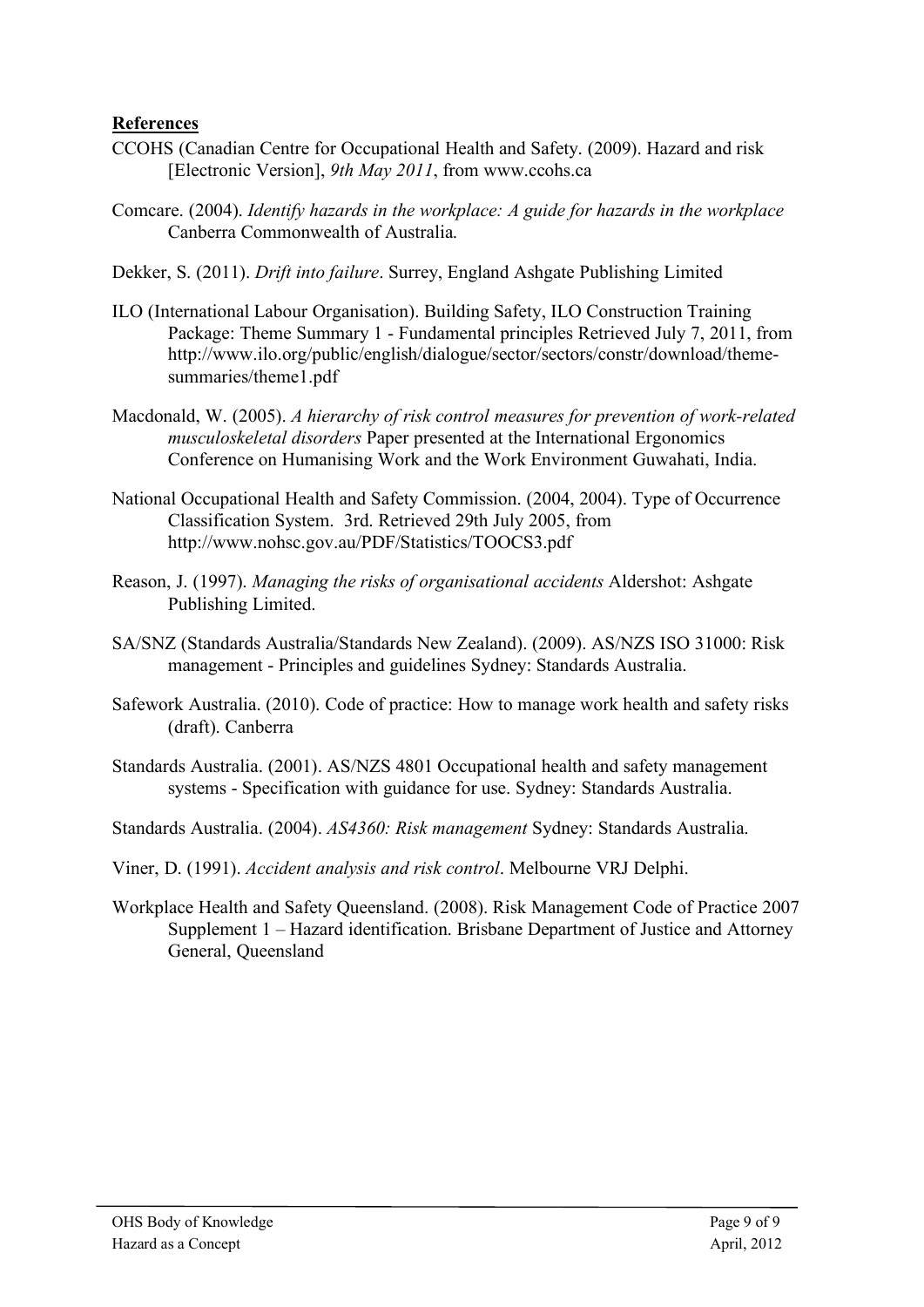## References

CCOHS (Canadian Centre for Occupational Health and Safety. (2009). Hazard and risk [Electronic Version], *9th May 2011*, from www.ccohs.ca

Comcare. (2004). *Identify hazards in the workplace: A guide for hazards in the workplace* Canberra Commonwealth of Australia.

Dekker, S. (2011). *Drift into failure*. Surrey, England Ashgate Publishing Limited

ILO (International Labour Organisation). Building Safety, ILO Construction Training Package: Theme Summary 1 - Fundamental principles Retrieved July 7, 2011, from http://www.ilo.org/public/english/dialogue/sector/sectors/constr/download/theme-summaries/theme1.pdf

Macdonald, W. (2005). *A hierarchy of risk control measures for prevention of work-related musculoskeletal disorders* Paper presented at the International Ergonomics Conference on Humanising Work and the Work Environment Guwahati, India.

National Occupational Health and Safety Commission. (2004, 2004). Type of Occurrence Classification System. 3rd. Retrieved 29th July 2005, from http://www.nohsc.gov.au/PDF/Statistics/TOOCS3.pdf

Reason, J. (1997). *Managing the risks of organisational accidents* Aldershot: Ashgate Publishing Limited.

SA/SNZ (Standards Australia/Standards New Zealand). (2009). AS/NZS ISO 31000: Risk management - Principles and guidelines Sydney: Standards Australia.

Safework Australia. (2010). Code of practice: How to manage work health and safety risks (draft). Canberra

Standards Australia. (2001). AS/NZS 4801 Occupational health and safety management systems - Specification with guidance for use. Sydney: Standards Australia.

Standards Australia. (2004). *AS4360: Risk management* Sydney: Standards Australia.

Viner, D. (1991). *Accident analysis and risk control*. Melbourne VRJ Delphi.

Workplace Health and Safety Queensland. (2008). Risk Management Code of Practice 2007 Supplement 1 – Hazard identification. Brisbane Department of Justice and Attorney General, Queensland